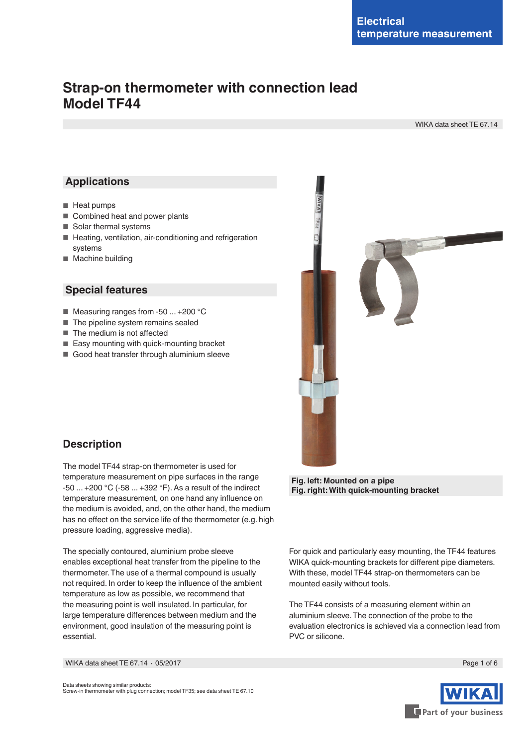Electrical temperature measurement

# Strap-on thermometer with connection lead Model TF44

WIKA data sheet TE 67.14

## Applications

- Heat pumps
- Combined heat and power plants
- Solar thermal systems
- Heating, ventilation, air-conditioning and refrigeration systems
- Machine building

## Special features

- Measuring ranges from -50 ... +200 °C
- The pipeline system remains sealed
- The medium is not affected
- Easy mounting with quick-mounting bracket
- Good heat transfer through aluminium sleeve

**Fig. left: Mounted on a pipe**
**Fig. right: With quick-mounting bracket**

## Description

The model TF44 strap-on thermometer is used for temperature measurement on pipe surfaces in the range -50 ... +200 °C (-58 ... +392 °F). As a result of the indirect temperature measurement, on one hand any influence on the medium is avoided, and, on the other hand, the medium has no effect on the service life of the thermometer (e.g. high pressure loading, aggressive media).

The specially contoured, aluminium probe sleeve enables exceptional heat transfer from the pipeline to the thermometer. The use of a thermal compound is usually not required. In order to keep the influence of the ambient temperature as low as possible, we recommend that the measuring point is well insulated. In particular, for large temperature differences between medium and the environment, good insulation of the measuring point is essential.

For quick and particularly easy mounting, the TF44 features WIKA quick-mounting brackets for different pipe diameters. With these, model TF44 strap-on thermometers can be mounted easily without tools.

The TF44 consists of a measuring element within an aluminium sleeve. The connection of the probe to the evaluation electronics is achieved via a connection lead from PVC or silicone.

Data sheets showing similar products:
Screw-in thermometer with plug connection; model TF35; see data sheet TE 67.10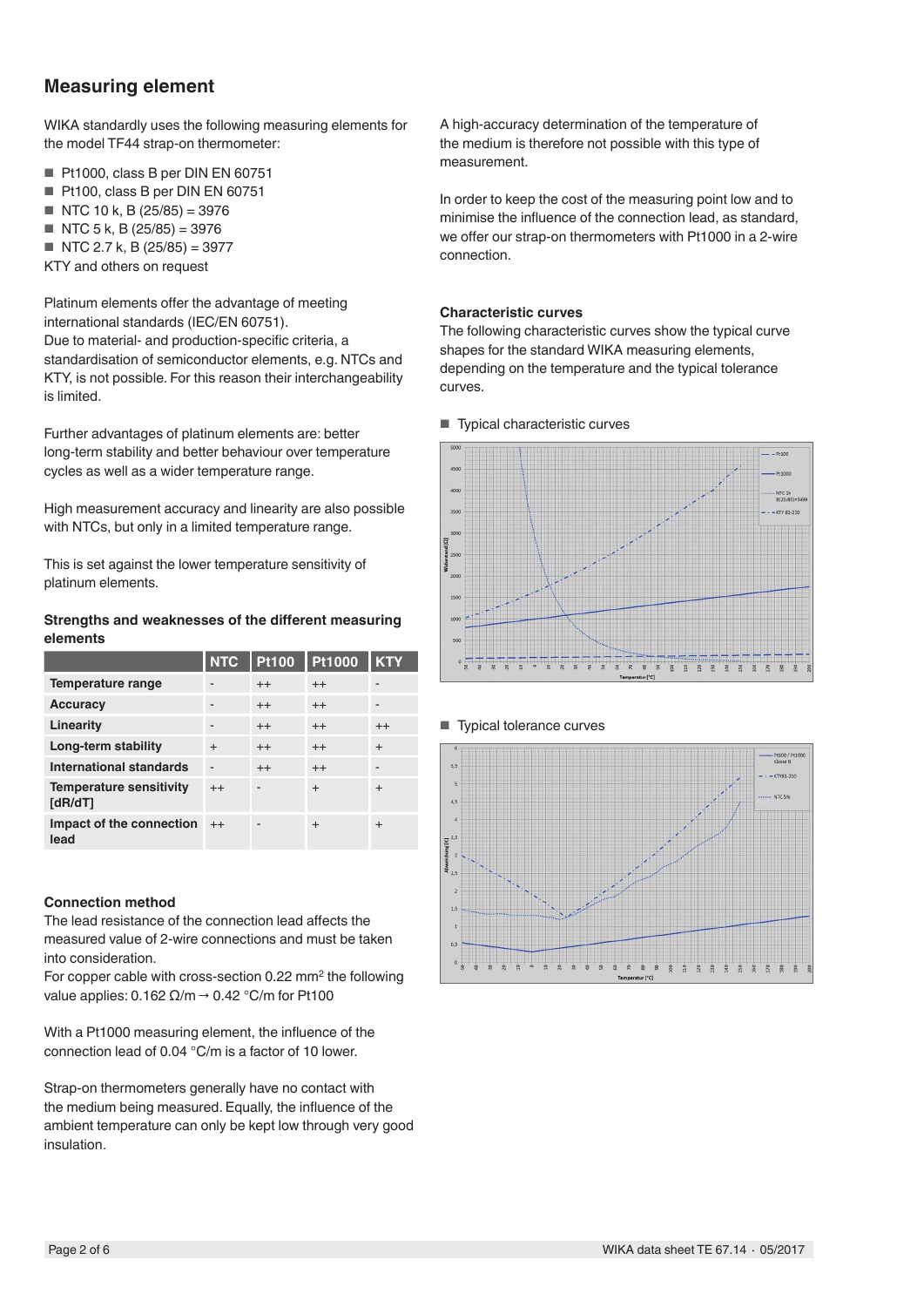## Measuring element

WIKA standardly uses the following measuring elements for the model TF44 strap-on thermometer:

- Pt1000, class B per DIN EN 60751
- Pt100, class B per DIN EN 60751
- NTC 10 k, B (25/85) = 3976
- NTC 5 k, B (25/85) = 3976
- NTC 2.7 k, B (25/85) = 3977

KTY and others on request

Platinum elements offer the advantage of meeting international standards (IEC/EN 60751).
Due to material- and production-specific criteria, a standardisation of semiconductor elements, e.g. NTCs and KTY, is not possible. For this reason their interchangeability is limited.

Further advantages of platinum elements are: better long-term stability and better behaviour over temperature cycles as well as a wider temperature range.

High measurement accuracy and linearity are also possible with NTCs, but only in a limited temperature range.

This is set against the lower temperature sensitivity of platinum elements.

**Strengths and weaknesses of the different measuring elements**

| | NTC | Pt100 | Pt1000 | KTY |
|---|---|---|---|---|
| **Temperature range** | - | ++ | ++ | - |
| **Accuracy** | - | ++ | ++ | - |
| **Linearity** | - | ++ | ++ | ++ |
| **Long-term stability** | + | ++ | ++ | + |
| **International standards** | - | ++ | ++ | - |
| **Temperature sensitivity [dR/dT]** | ++ | - | + | + |
| **Impact of the connection lead** | ++ | - | + | + |

**Connection method**

The lead resistance of the connection lead affects the measured value of 2-wire connections and must be taken into consideration.
For copper cable with cross-section 0.22 mm² the following value applies: 0.162 Ω/m → 0.42 °C/m for Pt100

With a Pt1000 measuring element, the influence of the connection lead of 0.04 °C/m is a factor of 10 lower.

Strap-on thermometers generally have no contact with the medium being measured. Equally, the influence of the ambient temperature can only be kept low through very good insulation.

A high-accuracy determination of the temperature of the medium is therefore not possible with this type of measurement.

In order to keep the cost of the measuring point low and to minimise the influence of the connection lead, as standard, we offer our strap-on thermometers with Pt1000 in a 2-wire connection.

**Characteristic curves**

The following characteristic curves show the typical curve shapes for the standard WIKA measuring elements, depending on the temperature and the typical tolerance curves.

- Typical characteristic curves

- Typical tolerance curves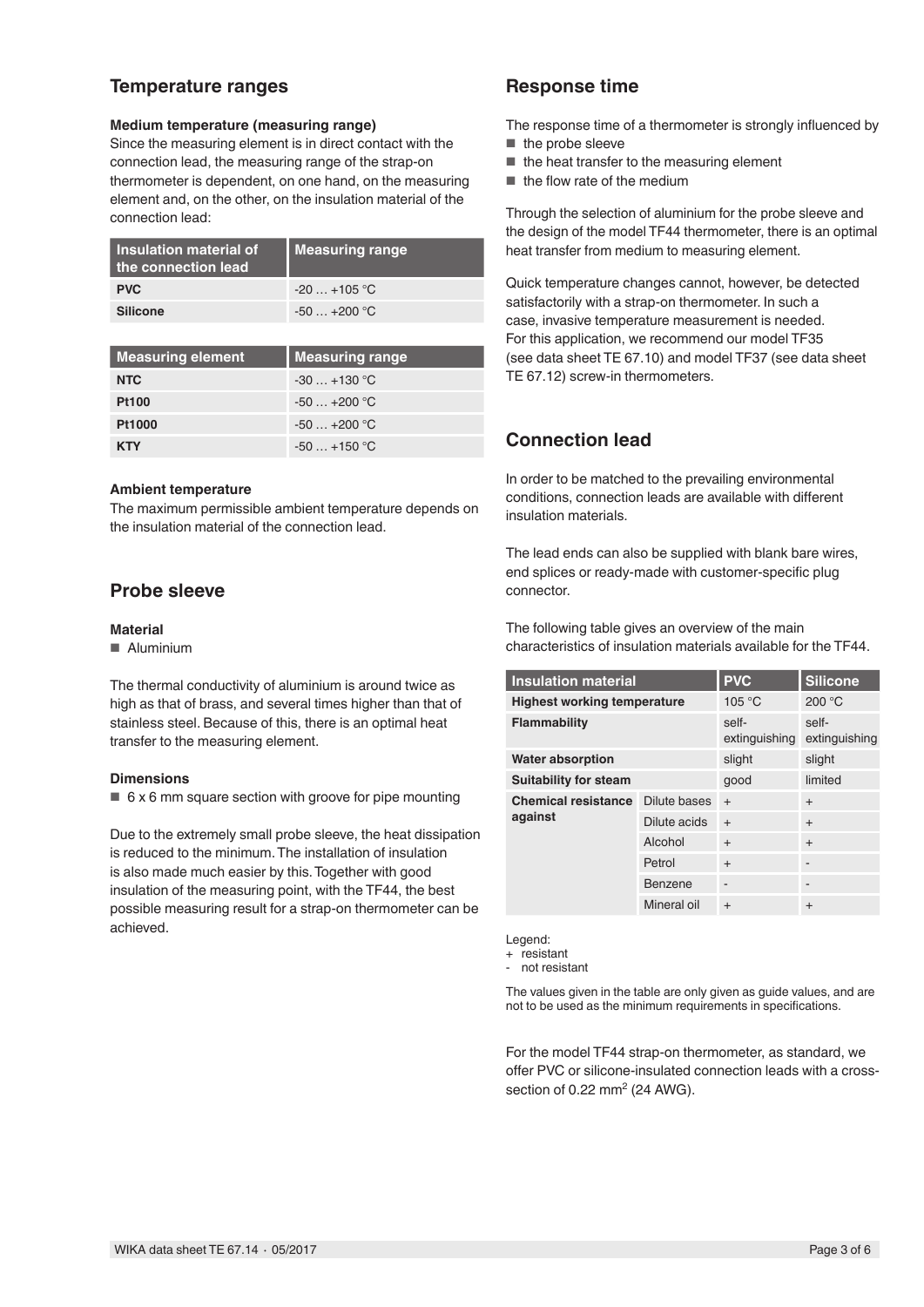## Temperature ranges

### Medium temperature (measuring range)

Since the measuring element is in direct contact with the connection lead, the measuring range of the strap-on thermometer is dependent, on one hand, on the measuring element and, on the other, on the insulation material of the connection lead:

| Insulation material of the connection lead | Measuring range |
|---|---|
| **PVC** | -20 … +105 °C |
| **Silicone** | -50 … +200 °C |

| Measuring element | Measuring range |
|---|---|
| **NTC** | -30 … +130 °C |
| **Pt100** | -50 … +200 °C |
| **Pt1000** | -50 … +200 °C |
| **KTY** | -50 … +150 °C |

### Ambient temperature

The maximum permissible ambient temperature depends on the insulation material of the connection lead.

## Probe sleeve

### Material

- Aluminium

The thermal conductivity of aluminium is around twice as high as that of brass, and several times higher than that of stainless steel. Because of this, there is an optimal heat transfer to the measuring element.

### Dimensions

- 6 x 6 mm square section with groove for pipe mounting

Due to the extremely small probe sleeve, the heat dissipation is reduced to the minimum. The installation of insulation is also made much easier by this. Together with good insulation of the measuring point, with the TF44, the best possible measuring result for a strap-on thermometer can be achieved.

## Response time

The response time of a thermometer is strongly influenced by

- the probe sleeve
- the heat transfer to the measuring element
- the flow rate of the medium

Through the selection of aluminium for the probe sleeve and the design of the model TF44 thermometer, there is an optimal heat transfer from medium to measuring element.

Quick temperature changes cannot, however, be detected satisfactorily with a strap-on thermometer. In such a case, invasive temperature measurement is needed. For this application, we recommend our model TF35 (see data sheet TE 67.10) and model TF37 (see data sheet TE 67.12) screw-in thermometers.

## Connection lead

In order to be matched to the prevailing environmental conditions, connection leads are available with different insulation materials.

The lead ends can also be supplied with blank bare wires, end splices or ready-made with customer-specific plug connector.

The following table gives an overview of the main characteristics of insulation materials available for the TF44.

| Insulation material | | PVC | Silicone |
|---|---|---|---|
| **Highest working temperature** | | 105 °C | 200 °C |
| **Flammability** | | self-extinguishing | self-extinguishing |
| **Water absorption** | | slight | slight |
| **Suitability for steam** | | good | limited |
| **Chemical resistance against** | Dilute bases | + | + |
| | Dilute acids | + | + |
| | Alcohol | + | + |
| | Petrol | + | - |
| | Benzene | - | - |
| | Mineral oil | + | + |

Legend:
+ resistant
- not resistant

The values given in the table are only given as guide values, and are not to be used as the minimum requirements in specifications.

For the model TF44 strap-on thermometer, as standard, we offer PVC or silicone-insulated connection leads with a cross-section of 0.22 mm$^2$ (24 AWG).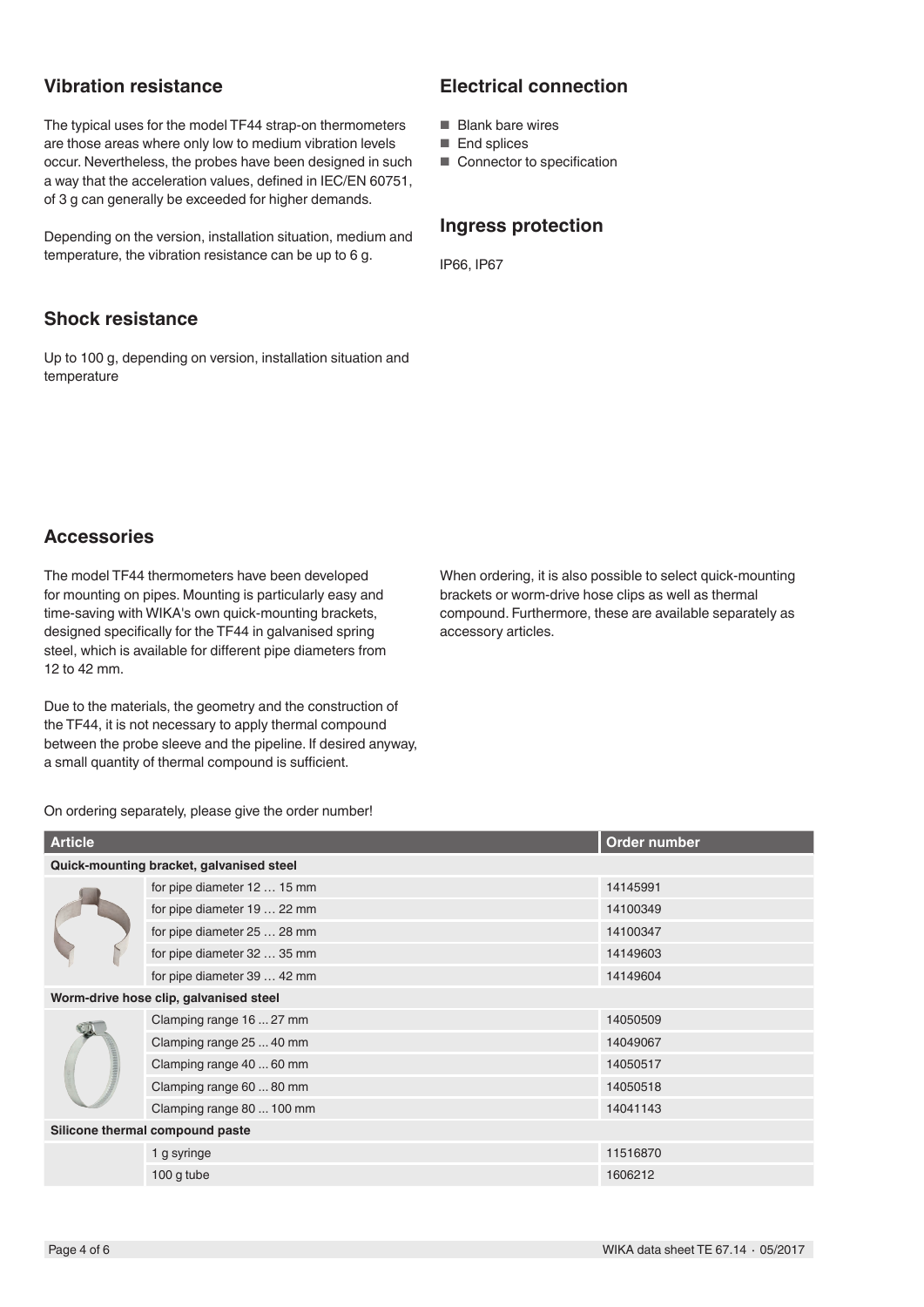## Vibration resistance

The typical uses for the model TF44 strap-on thermometers are those areas where only low to medium vibration levels occur. Nevertheless, the probes have been designed in such a way that the acceleration values, defined in IEC/EN 60751, of 3 g can generally be exceeded for higher demands.

Depending on the version, installation situation, medium and temperature, the vibration resistance can be up to 6 g.

## Shock resistance

Up to 100 g, depending on version, installation situation and temperature

## Electrical connection

- Blank bare wires
- End splices
- Connector to specification

## Ingress protection

IP66, IP67

## Accessories

The model TF44 thermometers have been developed for mounting on pipes. Mounting is particularly easy and time-saving with WIKA's own quick-mounting brackets, designed specifically for the TF44 in galvanised spring steel, which is available for different pipe diameters from 12 to 42 mm.

Due to the materials, the geometry and the construction of the TF44, it is not necessary to apply thermal compound between the probe sleeve and the pipeline. If desired anyway, a small quantity of thermal compound is sufficient.

When ordering, it is also possible to select quick-mounting brackets or worm-drive hose clips as well as thermal compound. Furthermore, these are available separately as accessory articles.

On ordering separately, please give the order number!

| Article | | Order number |
|---|---|---|
| **Quick-mounting bracket, galvanised steel** | | |
| | for pipe diameter 12 … 15 mm | 14145991 |
| | for pipe diameter 19 … 22 mm | 14100349 |
| | for pipe diameter 25 … 28 mm | 14100347 |
| | for pipe diameter 32 … 35 mm | 14149603 |
| | for pipe diameter 39 … 42 mm | 14149604 |
| **Worm-drive hose clip, galvanised steel** | | |
| | Clamping range 16 ... 27 mm | 14050509 |
| | Clamping range 25 ... 40 mm | 14049067 |
| | Clamping range 40 ... 60 mm | 14050517 |
| | Clamping range 60 ... 80 mm | 14050518 |
| | Clamping range 80 ... 100 mm | 14041143 |
| **Silicone thermal compound paste** | | |
| | 1 g syringe | 11516870 |
| | 100 g tube | 1606212 |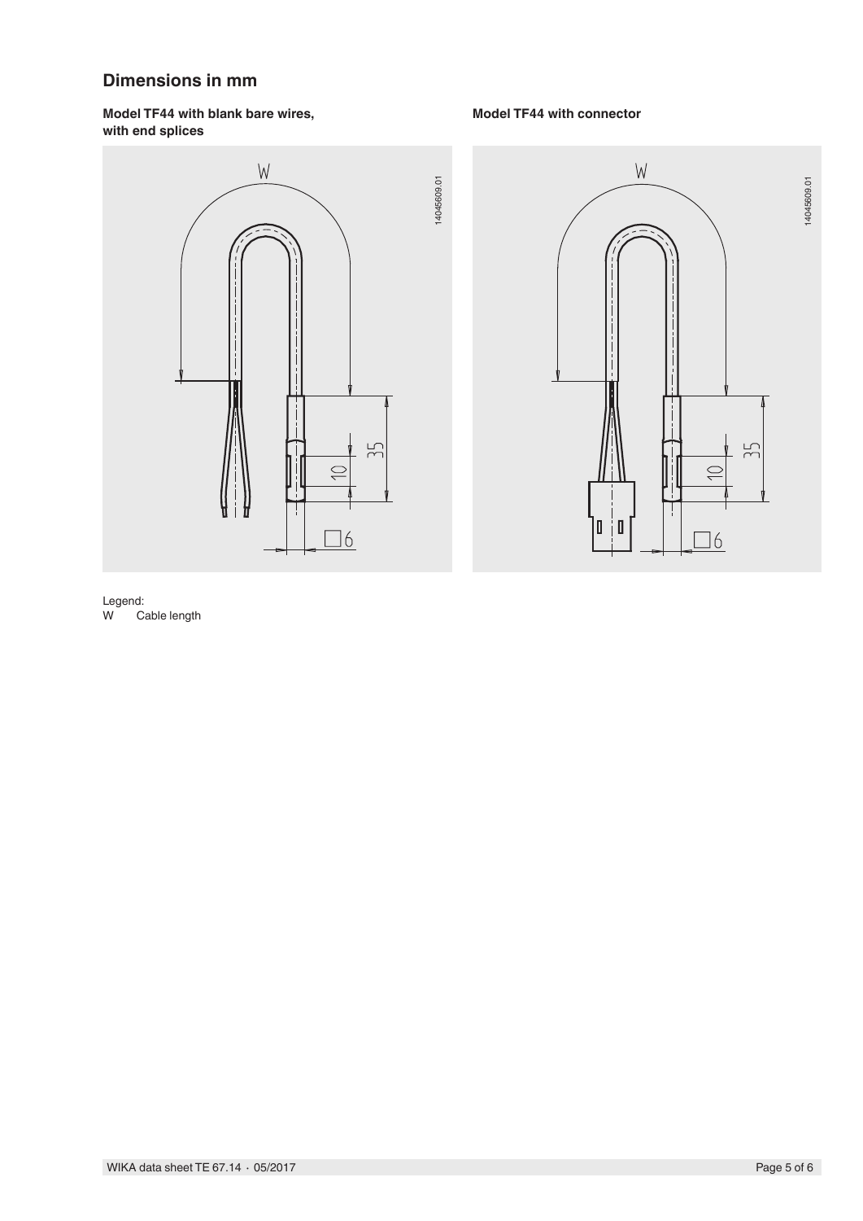## Dimensions in mm

**Model TF44 with blank bare wires, with end splices**

**Model TF44 with connector**

Legend:
W  Cable length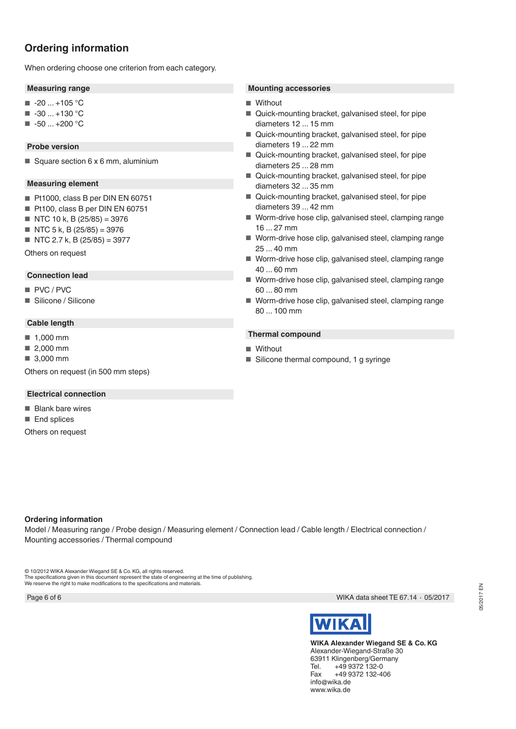## Ordering information

When ordering choose one criterion from each category.

### Measuring range

- -20 ... +105 °C
- -30 ... +130 °C
- -50 ... +200 °C

### Probe version

- Square section 6 x 6 mm, aluminium

### Measuring element

- Pt1000, class B per DIN EN 60751
- Pt100, class B per DIN EN 60751
- NTC 10 k, B (25/85) = 3976
- NTC 5 k, B (25/85) = 3976
- NTC 2.7 k, B (25/85) = 3977

Others on request

### Connection lead

- PVC / PVC
- Silicone / Silicone

### Cable length

- 1,000 mm
- 2,000 mm
- 3,000 mm

Others on request (in 500 mm steps)

### Electrical connection

- Blank bare wires
- End splices

Others on request

### Mounting accessories

- Without
- Quick-mounting bracket, galvanised steel, for pipe diameters 12 ... 15 mm
- Quick-mounting bracket, galvanised steel, for pipe diameters 19 ... 22 mm
- Quick-mounting bracket, galvanised steel, for pipe diameters 25 ... 28 mm
- Quick-mounting bracket, galvanised steel, for pipe diameters 32 ... 35 mm
- Quick-mounting bracket, galvanised steel, for pipe diameters 39 ... 42 mm
- Worm-drive hose clip, galvanised steel, clamping range 16 ... 27 mm
- Worm-drive hose clip, galvanised steel, clamping range 25 ... 40 mm
- Worm-drive hose clip, galvanised steel, clamping range 40 ... 60 mm
- Worm-drive hose clip, galvanised steel, clamping range 60 ... 80 mm
- Worm-drive hose clip, galvanised steel, clamping range 80 ... 100 mm

### Thermal compound

- Without
- Silicone thermal compound, 1 g syringe

**Ordering information**

Model / Measuring range / Probe design / Measuring element / Connection lead / Cable length / Electrical connection / Mounting accessories / Thermal compound

© 10/2012 WIKA Alexander Wiegand SE & Co. KG, all rights reserved.
The specifications given in this document represent the state of engineering at the time of publishing.
We reserve the right to make modifications to the specifications and materials.

**WIKA Alexander Wiegand SE & Co. KG**
Alexander-Wiegand-Straße 30
63911 Klingenberg/Germany
Tel. +49 9372 132-0
Fax +49 9372 132-406
info@wika.de
www.wika.de